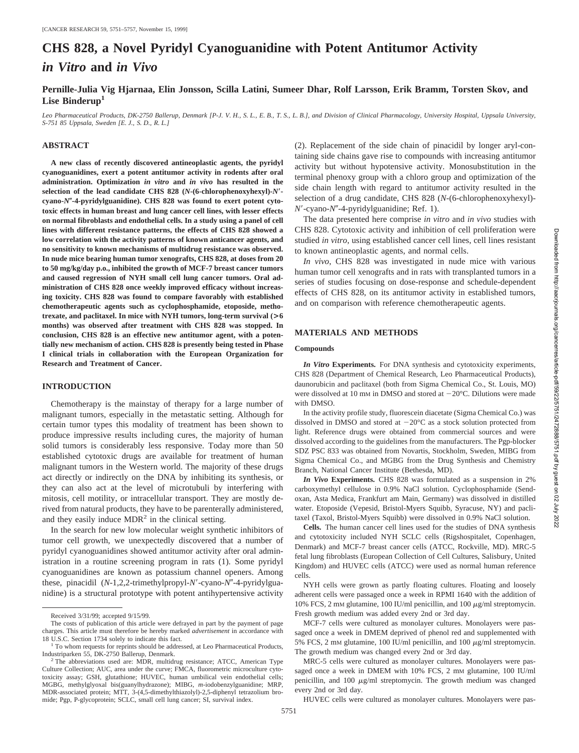# CHS 828, a Novel Pyridyl Cyanoguanidine with Potent Antitumor Activity *in Vitro* and *in Vivo*

**Pernille-Julia Vig Hjarnaa, Elin Jonsson, Scilla Latini, Sumeer Dhar, Rolf Larsson, Erik Bramm, Torsten Skov, and Lise Binderup[1]**

*Leo Pharmaceutical Products, DK-2750 Ballerup, Denmark [P-J. V. H., S. L., E. B., T. S., L. B.], and Division of Clinical Pharmacology, University Hospital, Uppsala University, S-751 85 Uppsala, Sweden [E. J., S. D., R. L.]*

## ABSTRACT

**A new class of recently discovered antineoplastic agents, the pyridyl cyanoguanidines, exert a potent antitumor activity in rodents after oral administration. Optimization *in vitro* and *in vivo* has resulted in the selection of the lead candidate CHS 828 (*N*-(6-chlorophenoxyhexyl)-*N′*-cyano-*N″*-4-pyridylguanidine). CHS 828 was found to exert potent cytotoxic effects in human breast and lung cancer cell lines, with lesser effects on normal fibroblasts and endothelial cells. In a study using a panel of cell lines with different resistance patterns, the effects of CHS 828 showed a low correlation with the activity patterns of known anticancer agents, and no sensitivity to known mechanisms of multidrug resistance was observed. In nude mice bearing human tumor xenografts, CHS 828, at doses from 20 to 50 mg/kg/day p.o., inhibited the growth of MCF-7 breast cancer tumors and caused regression of NYH small cell lung cancer tumors. Oral administration of CHS 828 once weekly improved efficacy without increasing toxicity. CHS 828 was found to compare favorably with established chemotherapeutic agents such as cyclophosphamide, etoposide, methotrexate, and paclitaxel. In mice with NYH tumors, long-term survival (>6 months) was observed after treatment with CHS 828 was stopped. In conclusion, CHS 828 is an effective new antitumor agent, with a potentially new mechanism of action. CHS 828 is presently being tested in Phase I clinical trials in collaboration with the European Organization for Research and Treatment of Cancer.**

## INTRODUCTION

Chemotherapy is the mainstay of therapy for a large number of malignant tumors, especially in the metastatic setting. Although for certain tumor types this modality of treatment has been shown to produce impressive results including cures, the majority of human solid tumors is considerably less responsive. Today more than 50 established cytotoxic drugs are available for treatment of human malignant tumors in the Western world. The majority of these drugs act directly or indirectly on the DNA by inhibiting its synthesis, or they can also act at the level of microtubuli by interfering with mitosis, cell motility, or intracellular transport. They are mostly derived from natural products, they have to be parenterally administered, and they easily induce MDR[2] in the clinical setting.

In the search for new low molecular weight synthetic inhibitors of tumor cell growth, we unexpectedly discovered that a number of pyridyl cyanoguanidines showed antitumor activity after oral administration in a routine screening program in rats (1). Some pyridyl cyanoguanidines are known as potassium channel openers. Among these, pinacidil (*N*-1,2,2-trimethylpropyl-*N′*-cyano-*N″*-4-pyridylguanidine) is a structural prototype with potent antihypertensive activity (2). Replacement of the side chain of pinacidil by longer aryl-containing side chains gave rise to compounds with increasing antitumor activity but without hypotensive activity. Monosubstitution in the terminal phenoxy group with a chloro group and optimization of the side chain length with regard to antitumor activity resulted in the selection of a drug candidate, CHS 828 (*N*-(6-chlorophenoxyhexyl)-*N′*-cyano-*N″*-4-pyridylguanidine; Ref. 1).

The data presented here comprise *in vitro* and *in vivo* studies with CHS 828. Cytotoxic activity and inhibition of cell proliferation were studied *in vitro*, using established cancer cell lines, cell lines resistant to known antineoplastic agents, and normal cells.

*In vivo*, CHS 828 was investigated in nude mice with various human tumor cell xenografts and in rats with transplanted tumors in a series of studies focusing on dose-response and schedule-dependent effects of CHS 828, on its antitumor activity in established tumors, and on comparison with reference chemotherapeutic agents.

## MATERIALS AND METHODS

### Compounds

***In Vitro* Experiments.** For DNA synthesis and cytotoxicity experiments, CHS 828 (Department of Chemical Research, Leo Pharmaceutical Products), daunorubicin and paclitaxel (both from Sigma Chemical Co., St. Louis, MO) were dissolved at 10 mM in DMSO and stored at −20°C. Dilutions were made with DMSO.

In the activity profile study, fluorescein diacetate (Sigma Chemical Co.) was dissolved in DMSO and stored at −20°C as a stock solution protected from light. Reference drugs were obtained from commercial sources and were dissolved according to the guidelines from the manufacturers. The Pgp-blocker SDZ PSC 833 was obtained from Novartis, Stockholm, Sweden, MIBG from Sigma Chemical Co., and MGBG from the Drug Synthesis and Chemistry Branch, National Cancer Institute (Bethesda, MD).

***In Vivo* Experiments.** CHS 828 was formulated as a suspension in 2% carboxymethyl cellulose in 0.9% NaCl solution. Cyclophosphamide (Sendoxan, Asta Medica, Frankfurt am Main, Germany) was dissolved in distilled water. Etoposide (Vepesid, Bristol-Myers Squibb, Syracuse, NY) and paclitaxel (Taxol, Bristol-Myers Squibb) were dissolved in 0.9% NaCl solution.

**Cells.** The human cancer cell lines used for the studies of DNA synthesis and cytotoxicity included NYH SCLC cells (Rigshospitalet, Copenhagen, Denmark) and MCF-7 breast cancer cells (ATCC, Rockville, MD). MRC-5 fetal lung fibroblasts (European Collection of Cell Cultures, Salisbury, United Kingdom) and HUVEC cells (ATCC) were used as normal human reference cells.

NYH cells were grown as partly floating cultures. Floating and loosely adherent cells were passaged once a week in RPMI 1640 with the addition of 10% FCS, 2 mM glutamine, 100 IU/ml penicillin, and 100 μg/ml streptomycin. Fresh growth medium was added every 2nd or 3rd day.

MCF-7 cells were cultured as monolayer cultures. Monolayers were passaged once a week in DMEM deprived of phenol red and supplemented with 5% FCS, 2 mM glutamine, 100 IU/ml penicillin, and 100 μg/ml streptomycin. The growth medium was changed every 2nd or 3rd day.

MRC-5 cells were cultured as monolayer cultures. Monolayers were passaged once a week in DMEM with 10% FCS, 2 mM glutamine, 100 IU/ml penicillin, and 100 μg/ml streptomycin. The growth medium was changed every 2nd or 3rd day.

HUVEC cells were cultured as monolayer cultures. Monolayers were pas-

---

Received 3/31/99; accepted 9/15/99.

The costs of publication of this article were defrayed in part by the payment of page charges. This article must therefore be hereby marked *advertisement* in accordance with 18 U.S.C. Section 1734 solely to indicate this fact.

[1] To whom requests for reprints should be addressed, at Leo Pharmaceutical Products, Industriparken 55, DK-2750 Ballerup, Denmark.

[2] The abbreviations used are: MDR, multidrug resistance; ATCC, American Type Culture Collection; AUC, area under the curve; FMCA, fluorometric microculture cytotoxicity assay; GSH, glutathione; HUVEC, human umbilical vein endothelial cells; MGBG, methylglyoxal bis(guanylhydrazone); MIBG, *m*-iodobenzylguanidine; MRP, MDR-associated protein; MTT, 3-(4,5-dimethylthiazolyl)-2,5-diphenyl tetrazolium bromide; Pgp, P-glycoprotein; SCLC, small cell lung cancer; SI, survival index.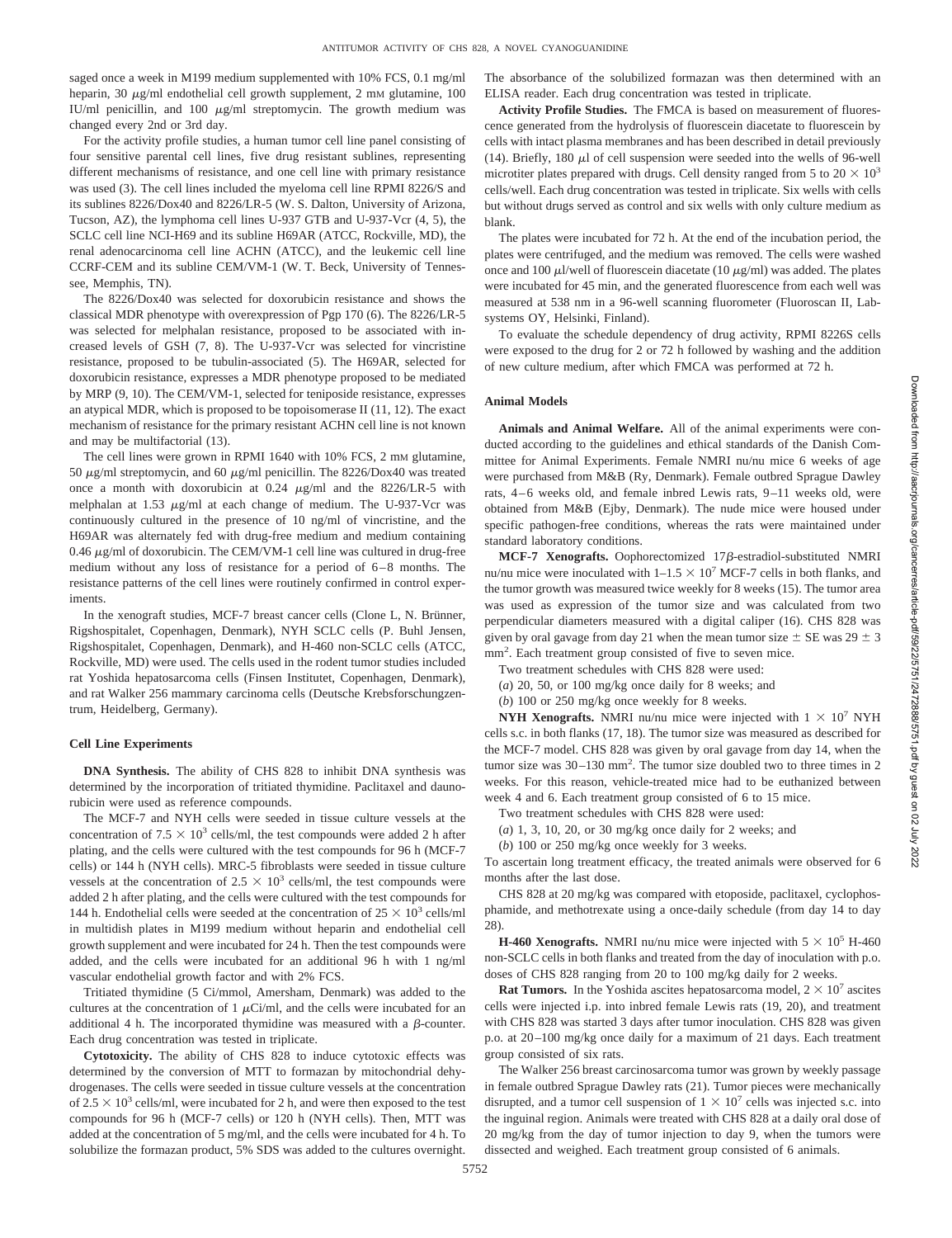saged once a week in M199 medium supplemented with 10% FCS, 0.1 mg/ml heparin, 30 μg/ml endothelial cell growth supplement, 2 mM glutamine, 100 IU/ml penicillin, and 100 μg/ml streptomycin. The growth medium was changed every 2nd or 3rd day.

For the activity profile studies, a human tumor cell line panel consisting of four sensitive parental cell lines, five drug resistant sublines, representing different mechanisms of resistance, and one cell line with primary resistance was used (3). The cell lines included the myeloma cell line RPMI 8226/S and its sublines 8226/Dox40 and 8226/LR-5 (W. S. Dalton, University of Arizona, Tucson, AZ), the lymphoma cell lines U-937 GTB and U-937-Vcr (4, 5), the SCLC cell line NCI-H69 and its subline H69AR (ATCC, Rockville, MD), the renal adenocarcinoma cell line ACHN (ATCC), and the leukemic cell line CCRF-CEM and its subline CEM/VM-1 (W. T. Beck, University of Tennessee, Memphis, TN).

The 8226/Dox40 was selected for doxorubicin resistance and shows the classical MDR phenotype with overexpression of Pgp 170 (6). The 8226/LR-5 was selected for melphalan resistance, proposed to be associated with increased levels of GSH (7, 8). The U-937-Vcr was selected for vincristine resistance, proposed to be tubulin-associated (5). The H69AR, selected for doxorubicin resistance, expresses a MDR phenotype proposed to be mediated by MRP (9, 10). The CEM/VM-1, selected for teniposide resistance, expresses an atypical MDR, which is proposed to be topoisomerase II (11, 12). The exact mechanism of resistance for the primary resistant ACHN cell line is not known and may be multifactorial (13).

The cell lines were grown in RPMI 1640 with 10% FCS, 2 mM glutamine, 50 μg/ml streptomycin, and 60 μg/ml penicillin. The 8226/Dox40 was treated once a month with doxorubicin at 0.24 μg/ml and the 8226/LR-5 with melphalan at 1.53 μg/ml at each change of medium. The U-937-Vcr was continuously cultured in the presence of 10 ng/ml of vincristine, and the H69AR was alternately fed with drug-free medium and medium containing 0.46 μg/ml of doxorubicin. The CEM/VM-1 cell line was cultured in drug-free medium without any loss of resistance for a period of 6–8 months. The resistance patterns of the cell lines were routinely confirmed in control experiments.

In the xenograft studies, MCF-7 breast cancer cells (Clone L, N. Brünner, Rigshospitalet, Copenhagen, Denmark), NYH SCLC cells (P. Buhl Jensen, Rigshospitalet, Copenhagen, Denmark), and H-460 non-SCLC cells (ATCC, Rockville, MD) were used. The cells used in the rodent tumor studies included rat Yoshida hepatosarcoma cells (Finsen Institutet, Copenhagen, Denmark), and rat Walker 256 mammary carcinoma cells (Deutsche Krebsforschungzentrum, Heidelberg, Germany).

### Cell Line Experiments

**DNA Synthesis.** The ability of CHS 828 to inhibit DNA synthesis was determined by the incorporation of tritiated thymidine. Paclitaxel and daunorubicin were used as reference compounds.

The MCF-7 and NYH cells were seeded in tissue culture vessels at the concentration of $7.5 \times 10^3$ cells/ml, the test compounds were added 2 h after plating, and the cells were cultured with the test compounds for 96 h (MCF-7 cells) or 144 h (NYH cells). MRC-5 fibroblasts were seeded in tissue culture vessels at the concentration of $2.5 \times 10^3$ cells/ml, the test compounds were added 2 h after plating, and the cells were cultured with the test compounds for 144 h. Endothelial cells were seeded at the concentration of $25 \times 10^3$ cells/ml in multidish plates in M199 medium without heparin and endothelial cell growth supplement and were incubated for 24 h. Then the test compounds were added, and the cells were incubated for an additional 96 h with 1 ng/ml vascular endothelial growth factor and with 2% FCS.

Tritiated thymidine (5 Ci/mmol, Amersham, Denmark) was added to the cultures at the concentration of 1 μCi/ml, and the cells were incubated for an additional 4 h. The incorporated thymidine was measured with a β-counter. Each drug concentration was tested in triplicate.

**Cytotoxicity.** The ability of CHS 828 to induce cytotoxic effects was determined by the conversion of MTT to formazan by mitochondrial dehydrogenases. The cells were seeded in tissue culture vessels at the concentration of $2.5 \times 10^3$ cells/ml, were incubated for 2 h, and were then exposed to the test compounds for 96 h (MCF-7 cells) or 120 h (NYH cells). Then, MTT was added at the concentration of 5 mg/ml, and the cells were incubated for 4 h. To solubilize the formazan product, 5% SDS was added to the cultures overnight. The absorbance of the solubilized formazan was then determined with an ELISA reader. Each drug concentration was tested in triplicate.

**Activity Profile Studies.** The FMCA is based on measurement of fluorescence generated from the hydrolysis of fluorescein diacetate to fluorescein by cells with intact plasma membranes and has been described in detail previously (14). Briefly, 180 μl of cell suspension were seeded into the wells of 96-well microtiter plates prepared with drugs. Cell density ranged from 5 to $20 \times 10^3$ cells/well. Each drug concentration was tested in triplicate. Six wells with cells but without drugs served as control and six wells with only culture medium as blank.

The plates were incubated for 72 h. At the end of the incubation period, the plates were centrifuged, and the medium was removed. The cells were washed once and 100 μl/well of fluorescein diacetate (10 μg/ml) was added. The plates were incubated for 45 min, and the generated fluorescence from each well was measured at 538 nm in a 96-well scanning fluorometer (Fluoroscan II, Labsystems OY, Helsinki, Finland).

To evaluate the schedule dependency of drug activity, RPMI 8226S cells were exposed to the drug for 2 or 72 h followed by washing and the addition of new culture medium, after which FMCA was performed at 72 h.

### Animal Models

**Animals and Animal Welfare.** All of the animal experiments were conducted according to the guidelines and ethical standards of the Danish Committee for Animal Experiments. Female NMRI nu/nu mice 6 weeks of age were purchased from M&B (Ry, Denmark). Female outbred Sprague Dawley rats, 4–6 weeks old, and female inbred Lewis rats, 9–11 weeks old, were obtained from M&B (Ejby, Denmark). The nude mice were housed under specific pathogen-free conditions, whereas the rats were maintained under standard laboratory conditions.

**MCF-7 Xenografts.** Oophorectomized 17β-estradiol-substituted NMRI nu/nu mice were inoculated with $1–1.5 \times 10^7$ MCF-7 cells in both flanks, and the tumor growth was measured twice weekly for 8 weeks (15). The tumor area was used as expression of the tumor size and was calculated from two perpendicular diameters measured with a digital caliper (16). CHS 828 was given by oral gavage from day 21 when the mean tumor size ± SE was 29 ± 3 mm$^2$. Each treatment group consisted of five to seven mice.

Two treatment schedules with CHS 828 were used:

(*a*) 20, 50, or 100 mg/kg once daily for 8 weeks; and

(*b*) 100 or 250 mg/kg once weekly for 8 weeks.

**NYH Xenografts.** NMRI nu/nu mice were injected with $1 \times 10^7$ NYH cells s.c. in both flanks (17, 18). The tumor size was measured as described for the MCF-7 model. CHS 828 was given by oral gavage from day 14, when the tumor size was 30–130 mm$^2$. The tumor size doubled two to three times in 2 weeks. For this reason, vehicle-treated mice had to be euthanized between week 4 and 6. Each treatment group consisted of 6 to 15 mice.

Two treatment schedules with CHS 828 were used:

(*a*) 1, 3, 10, 20, or 30 mg/kg once daily for 2 weeks; and

(*b*) 100 or 250 mg/kg once weekly for 3 weeks.

To ascertain long treatment efficacy, the treated animals were observed for 6 months after the last dose.

CHS 828 at 20 mg/kg was compared with etoposide, paclitaxel, cyclophosphamide, and methotrexate using a once-daily schedule (from day 14 to day 28).

**H-460 Xenografts.** NMRI nu/nu mice were injected with $5 \times 10^5$ H-460 non-SCLC cells in both flanks and treated from the day of inoculation with p.o. doses of CHS 828 ranging from 20 to 100 mg/kg daily for 2 weeks.

**Rat Tumors.** In the Yoshida ascites hepatosarcoma model, $2 \times 10^7$ ascites cells were injected i.p. into inbred female Lewis rats (19, 20), and treatment with CHS 828 was started 3 days after tumor inoculation. CHS 828 was given p.o. at 20–100 mg/kg once daily for a maximum of 21 days. Each treatment group consisted of six rats.

The Walker 256 breast carcinosarcoma tumor was grown by weekly passage in female outbred Sprague Dawley rats (21). Tumor pieces were mechanically disrupted, and a tumor cell suspension of $1 \times 10^7$ cells was injected s.c. into the inguinal region. Animals were treated with CHS 828 at a daily oral dose of 20 mg/kg from the day of tumor injection to day 9, when the tumors were dissected and weighed. Each treatment group consisted of 6 animals.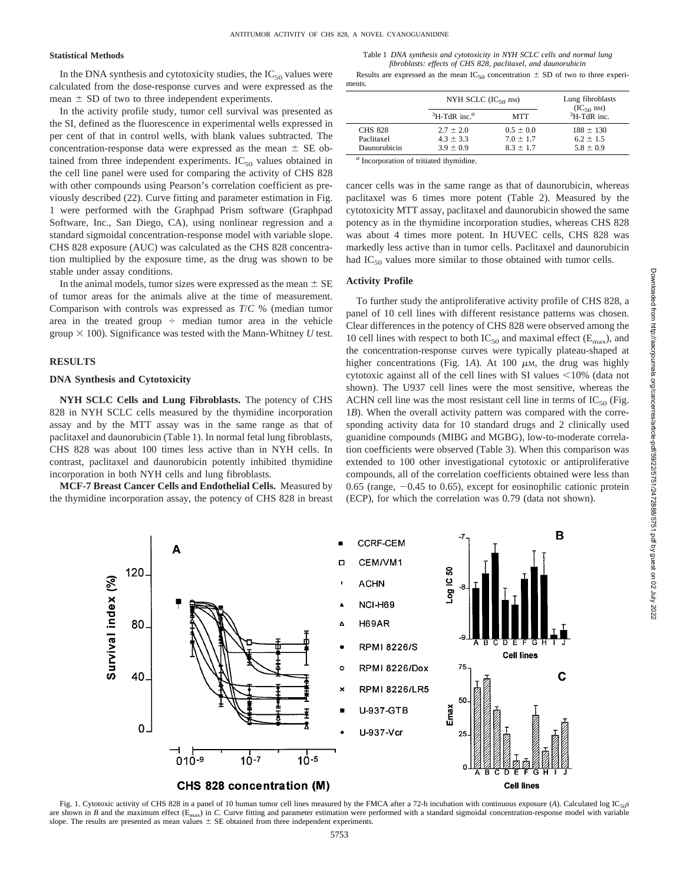**Statistical Methods**

In the DNA synthesis and cytotoxicity studies, the $IC_{50}$ values were calculated from the dose-response curves and were expressed as the mean ± SD of two to three independent experiments.

In the activity profile study, tumor cell survival was presented as the SI, defined as the fluorescence in experimental wells expressed in per cent of that in control wells, with blank values subtracted. The concentration-response data were expressed as the mean ± SE obtained from three independent experiments. $IC_{50}$ values obtained in the cell line panel were used for comparing the activity of CHS 828 with other compounds using Pearson's correlation coefficient as previously described (22). Curve fitting and parameter estimation in Fig. 1 were performed with the Graphpad Prism software (Graphpad Software, Inc., San Diego, CA), using nonlinear regression and a standard sigmoidal concentration-response model with variable slope. CHS 828 exposure (AUC) was calculated as the CHS 828 concentration multiplied by the exposure time, as the drug was shown to be stable under assay conditions.

In the animal models, tumor sizes were expressed as the mean ± SE of tumor areas for the animals alive at the time of measurement. Comparison with controls was expressed as *T/C* % (median tumor area in the treated group ÷ median tumor area in the vehicle group × 100). Significance was tested with the Mann-Whitney *U* test.

## RESULTS

### DNA Synthesis and Cytotoxicity

**NYH SCLC Cells and Lung Fibroblasts.** The potency of CHS 828 in NYH SCLC cells measured by the thymidine incorporation assay and by the MTT assay was in the same range as that of paclitaxel and daunorubicin (Table 1). In normal fetal lung fibroblasts, CHS 828 was about 100 times less active than in NYH cells. In contrast, paclitaxel and daunorubicin potently inhibited thymidine incorporation in both NYH cells and lung fibroblasts.

**MCF-7 Breast Cancer Cells and Endothelial Cells.** Measured by the thymidine incorporation assay, the potency of CHS 828 in breast cancer cells was in the same range as that of daunorubicin, whereas paclitaxel was 6 times more potent (Table 2). Measured by the cytotoxicity MTT assay, paclitaxel and daunorubicin showed the same potency as in the thymidine incorporation studies, whereas CHS 828 was about 4 times more potent. In HUVEC cells, CHS 828 was markedly less active than in tumor cells. Paclitaxel and daunorubicin had $IC_{50}$ values more similar to those obtained with tumor cells.

Table 1 *DNA synthesis and cytotoxicity in NYH SCLC cells and normal lung fibroblasts: effects of CHS 828, paclitaxel, and daunorubicin*

Results are expressed as the mean $IC_{50}$ concentration ± SD of two to three experiments.

| | NYH SCLC ($IC_{50}$ nM) | | Lung fibroblasts ($IC_{50}$ nM) |
|---|---|---|---|
| | $^3$H-TdR inc.[a] | MTT | $^3$H-TdR inc. |
| CHS 828 | 2.7 ± 2.0 | 0.5 ± 0.0 | 188 ± 130 |
| Paclitaxel | 4.3 ± 3.3 | 7.0 ± 1.7 | 6.2 ± 1.5 |
| Daunorubicin | 3.9 ± 0.9 | 8.3 ± 1.7 | 5.8 ± 0.9 |

[a] Incorporation of tritiated thymidine.

### Activity Profile

To further study the antiproliferative activity profile of CHS 828, a panel of 10 cell lines with different resistance patterns was chosen. Clear differences in the potency of CHS 828 were observed among the 10 cell lines with respect to both $IC_{50}$ and maximal effect ($E_{max}$), and the concentration-response curves were typically plateau-shaped at higher concentrations (Fig. 1*A*). At 100 $\mu$M, the drug was highly cytotoxic against all of the cell lines with SI values <10% (data not shown). The U937 cell lines were the most sensitive, whereas the ACHN cell line was the most resistant cell line in terms of $IC_{50}$ (Fig. 1*B*). When the overall activity pattern was compared with the corresponding activity data for 10 standard drugs and 2 clinically used guanidine compounds (MIBG and MGBG), low-to-moderate correlation coefficients were observed (Table 3). When this comparison was extended to 100 other investigational cytotoxic or antiproliferative compounds, all of the correlation coefficients obtained were less than 0.65 (range, −0.45 to 0.65), except for eosinophilic cationic protein (ECP), for which the correlation was 0.79 (data not shown).

Fig. 1. Cytotoxic activity of CHS 828 in a panel of 10 human tumor cell lines measured by the FMCA after a 72-h incubation with continuous exposure (*A*). Calculated log $IC_{50}$s are shown in *B* and the maximum effect ($E_{max}$) in *C*. Curve fitting and parameter estimation were performed with a standard sigmoidal concentration-response model with variable slope. The results are presented as mean values ± SE obtained from three independent experiments.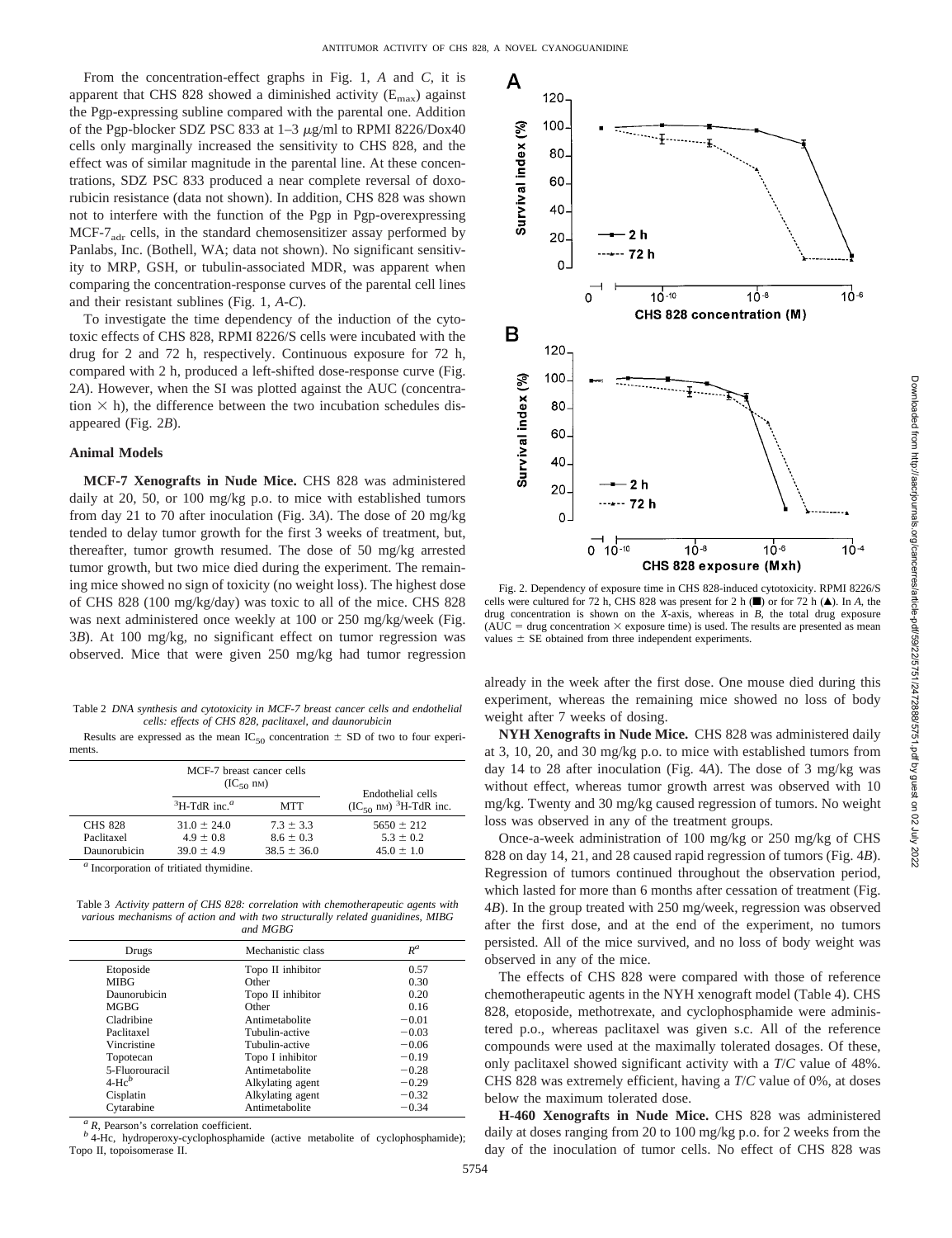From the concentration-effect graphs in Fig. 1, *A* and *C*, it is apparent that CHS 828 showed a diminished activity ($E_{max}$) against the Pgp-expressing subline compared with the parental one. Addition of the Pgp-blocker SDZ PSC 833 at 1–3 μg/ml to RPMI 8226/Dox40 cells only marginally increased the sensitivity to CHS 828, and the effect was of similar magnitude in the parental line. At these concentrations, SDZ PSC 833 produced a near complete reversal of doxorubicin resistance (data not shown). In addition, CHS 828 was shown not to interfere with the function of the Pgp in Pgp-overexpressing $MCF\text{-}7_{adr}$ cells, in the standard chemosensitizer assay performed by Panlabs, Inc. (Bothell, WA; data not shown). No significant sensitivity to MRP, GSH, or tubulin-associated MDR, was apparent when comparing the concentration-response curves of the parental cell lines and their resistant sublines (Fig. 1, *A-C*).

To investigate the time dependency of the induction of the cytotoxic effects of CHS 828, RPMI 8226/S cells were incubated with the drug for 2 and 72 h, respectively. Continuous exposure for 72 h, compared with 2 h, produced a left-shifted dose-response curve (Fig. 2*A*). However, when the SI was plotted against the AUC (concentration × h), the difference between the two incubation schedules disappeared (Fig. 2*B*).

### Animal Models

**MCF-7 Xenografts in Nude Mice.** CHS 828 was administered daily at 20, 50, or 100 mg/kg p.o. to mice with established tumors from day 21 to 70 after inoculation (Fig. 3*A*). The dose of 20 mg/kg tended to delay tumor growth for the first 3 weeks of treatment, but, thereafter, tumor growth resumed. The dose of 50 mg/kg arrested tumor growth, but two mice died during the experiment. The remaining mice showed no sign of toxicity (no weight loss). The highest dose of CHS 828 (100 mg/kg/day) was toxic to all of the mice. CHS 828 was next administered once weekly at 100 or 250 mg/kg/week (Fig. 3*B*). At 100 mg/kg, no significant effect on tumor regression was observed. Mice that were given 250 mg/kg had tumor regression already in the week after the first dose. One mouse died during this experiment, whereas the remaining mice showed no loss of body weight after 7 weeks of dosing.

Table 2 *DNA synthesis and cytotoxicity in MCF-7 breast cancer cells and endothelial cells: effects of CHS 828, paclitaxel, and daunorubicin*

Results are expressed as the mean $IC_{50}$ concentration ± SD of two to four experiments.

| | MCF-7 breast cancer cells ($IC_{50}$ nM) | | Endothelial cells |
|---|---|---|---|
| | $^{3}$H-TdR inc.[a] | MTT | ($IC_{50}$ nM) $^{3}$H-TdR inc. |
| CHS 828 | 31.0 ± 24.0 | 7.3 ± 3.3 | 5650 ± 212 |
| Paclitaxel | 4.9 ± 0.8 | 8.6 ± 0.3 | 5.3 ± 0.2 |
| Daunorubicin | 39.0 ± 4.9 | 38.5 ± 36.0 | 45.0 ± 1.0 |

[a] Incorporation of tritiated thymidine.

Table 3 *Activity pattern of CHS 828: correlation with chemotherapeutic agents with various mechanisms of action and with two structurally related guanidines, MIBG and MGBG*

| Drugs | Mechanistic class | $R$[a] |
|---|---|---|
| Etoposide | Topo II inhibitor | 0.57 |
| MIBG | Other | 0.30 |
| Daunorubicin | Topo II inhibitor | 0.20 |
| MGBG | Other | 0.16 |
| Cladribine | Antimetabolite | −0.01 |
| Paclitaxel | Tubulin-active | −0.03 |
| Vincristine | Tubulin-active | −0.06 |
| Topotecan | Topo I inhibitor | −0.19 |
| 5-Fluorouracil | Antimetabolite | −0.28 |
| 4-Hc[b] | Alkylating agent | −0.29 |
| Cisplatin | Alkylating agent | −0.32 |
| Cytarabine | Antimetabolite | −0.34 |

[a] *R*, Pearson's correlation coefficient.
[b] 4-Hc, hydroperoxy-cyclophosphamide (active metabolite of cyclophosphamide); Topo II, topoisomerase II.

Fig. 2. Dependency of exposure time in CHS 828-induced cytotoxicity. RPMI 8226/S cells were cultured for 72 h, CHS 828 was present for 2 h (■) or for 72 h (▲). In *A*, the drug concentration is shown on the *X*-axis, whereas in *B*, the total drug exposure (AUC = drug concentration × exposure time) is used. The results are presented as mean values ± SE obtained from three independent experiments.

**NYH Xenografts in Nude Mice.** CHS 828 was administered daily at 3, 10, 20, and 30 mg/kg p.o. to mice with established tumors from day 14 to 28 after inoculation (Fig. 4*A*). The dose of 3 mg/kg was without effect, whereas tumor growth arrest was observed with 10 mg/kg. Twenty and 30 mg/kg caused regression of tumors. No weight loss was observed in any of the treatment groups.

Once-a-week administration of 100 mg/kg or 250 mg/kg of CHS 828 on day 14, 21, and 28 caused rapid regression of tumors (Fig. 4*B*). Regression of tumors continued throughout the observation period, which lasted for more than 6 months after cessation of treatment (Fig. 4*B*). In the group treated with 250 mg/week, regression was observed after the first dose, and at the end of the experiment, no tumors persisted. All of the mice survived, and no loss of body weight was observed in any of the mice.

The effects of CHS 828 were compared with those of reference chemotherapeutic agents in the NYH xenograft model (Table 4). CHS 828, etoposide, methotrexate, and cyclophosphamide were administered p.o., whereas paclitaxel was given s.c. All of the reference compounds were used at the maximally tolerated dosages. Of these, only paclitaxel showed significant activity with a *T*/*C* value of 48%. CHS 828 was extremely efficient, having a *T*/*C* value of 0%, at doses below the maximum tolerated dose.

**H-460 Xenografts in Nude Mice.** CHS 828 was administered daily at doses ranging from 20 to 100 mg/kg p.o. for 2 weeks from the day of the inoculation of tumor cells. No effect of CHS 828 was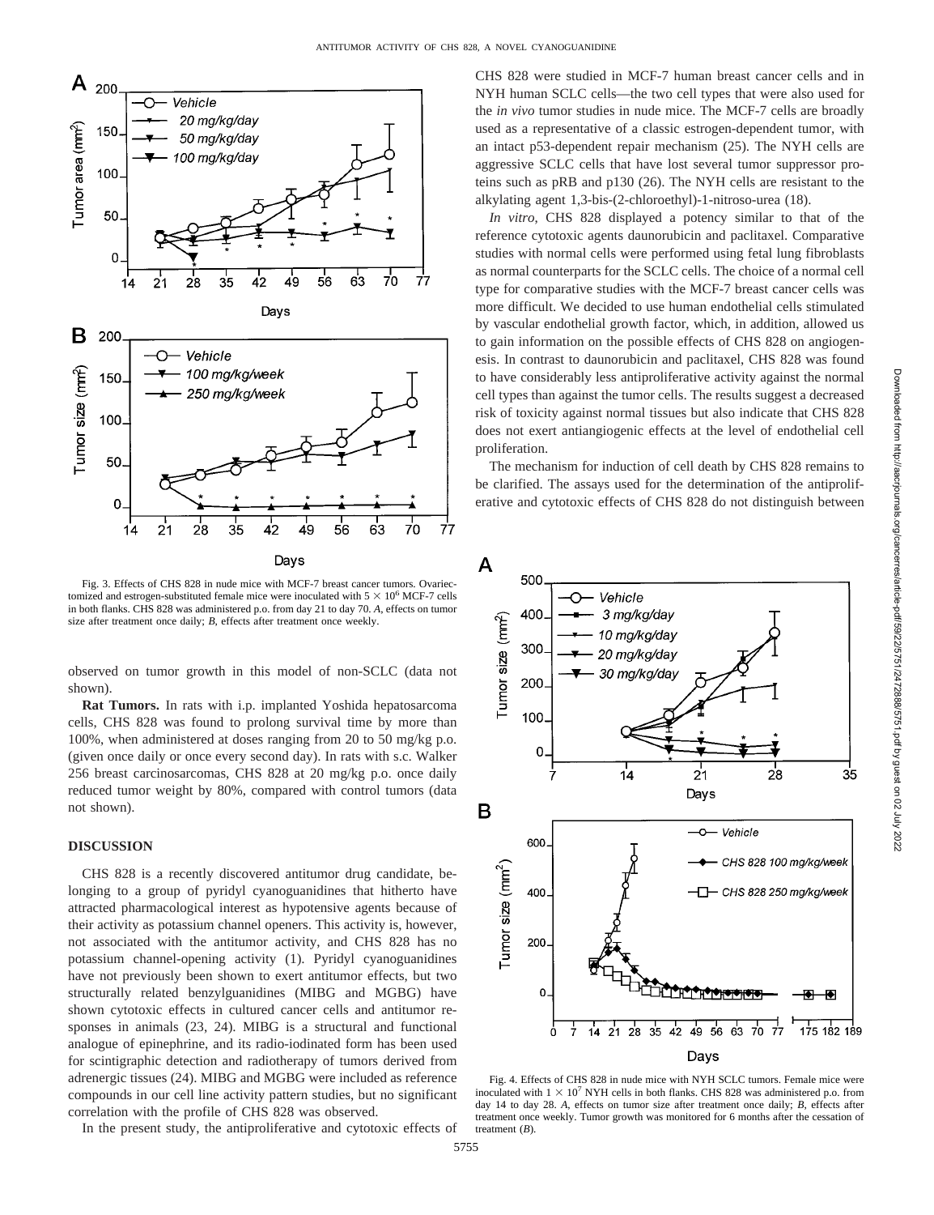Fig. 3. Effects of CHS 828 in nude mice with MCF-7 breast cancer tumors. Ovariectomized and estrogen-substituted female mice were inoculated with $5 \times 10^6$ MCF-7 cells in both flanks. CHS 828 was administered p.o. from day 21 to day 70. *A*, effects on tumor size after treatment once daily; *B*, effects after treatment once weekly.

observed on tumor growth in this model of non-SCLC (data not shown).

**Rat Tumors.** In rats with i.p. implanted Yoshida hepatosarcoma cells, CHS 828 was found to prolong survival time by more than 100%, when administered at doses ranging from 20 to 50 mg/kg p.o. (given once daily or once every second day). In rats with s.c. Walker 256 breast carcinosarcomas, CHS 828 at 20 mg/kg p.o. once daily reduced tumor weight by 80%, compared with control tumors (data not shown).

## DISCUSSION

CHS 828 is a recently discovered antitumor drug candidate, belonging to a group of pyridyl cyanoguanidines that hitherto have attracted pharmacological interest as hypotensive agents because of their activity as potassium channel openers. This activity is, however, not associated with the antitumor activity, and CHS 828 has no potassium channel-opening activity (1). Pyridyl cyanoguanidines have not previously been shown to exert antitumor effects, but two structurally related benzylguanidines (MIBG and MGBG) have shown cytotoxic effects in cultured cancer cells and antitumor responses in animals (23, 24). MIBG is a structural and functional analogue of epinephrine, and its radio-iodinated form has been used for scintigraphic detection and radiotherapy of tumors derived from adrenergic tissues (24). MIBG and MGBG were included as reference compounds in our cell line activity pattern studies, but no significant correlation with the profile of CHS 828 was observed.

In the present study, the antiproliferative and cytotoxic effects of CHS 828 were studied in MCF-7 human breast cancer cells and in NYH human SCLC cells—the two cell types that were also used for the *in vivo* tumor studies in nude mice. The MCF-7 cells are broadly used as a representative of a classic estrogen-dependent tumor, with an intact p53-dependent repair mechanism (25). The NYH cells are aggressive SCLC cells that have lost several tumor suppressor proteins such as pRB and p130 (26). The NYH cells are resistant to the alkylating agent 1,3-bis-(2-chloroethyl)-1-nitroso-urea (18).

*In vitro*, CHS 828 displayed a potency similar to that of the reference cytotoxic agents daunorubicin and paclitaxel. Comparative studies with normal cells were performed using fetal lung fibroblasts as normal counterparts for the SCLC cells. The choice of a normal cell type for comparative studies with the MCF-7 breast cancer cells was more difficult. We decided to use human endothelial cells stimulated by vascular endothelial growth factor, which, in addition, allowed us to gain information on the possible effects of CHS 828 on angiogenesis. In contrast to daunorubicin and paclitaxel, CHS 828 was found to have considerably less antiproliferative activity against the normal cell types than against the tumor cells. The results suggest a decreased risk of toxicity against normal tissues but also indicate that CHS 828 does not exert antiangiogenic effects at the level of endothelial cell proliferation.

The mechanism for induction of cell death by CHS 828 remains to be clarified. The assays used for the determination of the antiproliferative and cytotoxic effects of CHS 828 do not distinguish between

Fig. 4. Effects of CHS 828 in nude mice with NYH SCLC tumors. Female mice were inoculated with $1 \times 10^7$ NYH cells in both flanks. CHS 828 was administered p.o. from day 14 to day 28. *A*, effects on tumor size after treatment once daily; *B*, effects after treatment once weekly. Tumor growth was monitored for 6 months after the cessation of treatment (*B*).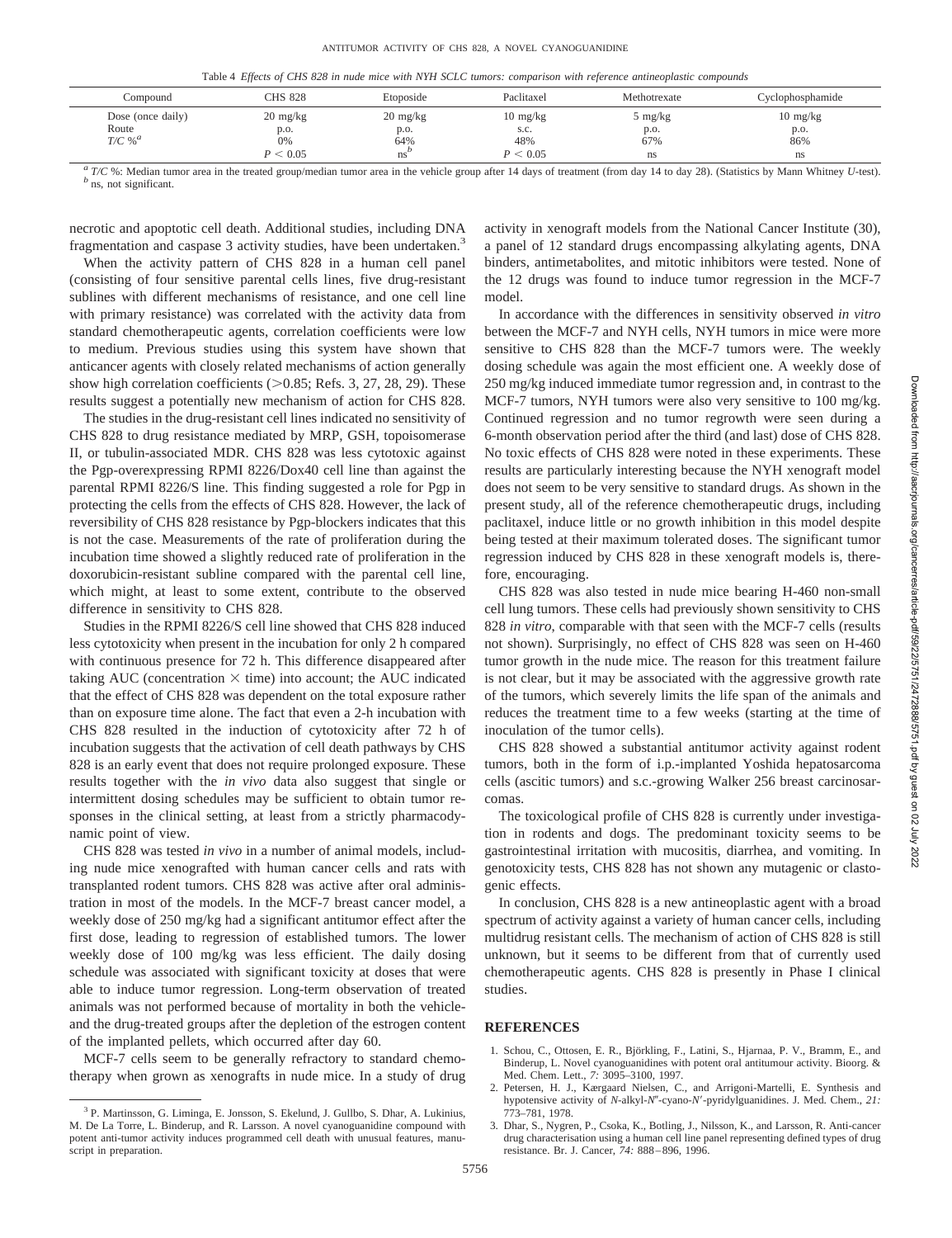Table 4 *Effects of CHS 828 in nude mice with NYH SCLC tumors: comparison with reference antineoplastic compounds*

| Compound | CHS 828 | Etoposide | Paclitaxel | Methotrexate | Cyclophosphamide |
|---|---|---|---|---|---|
| Dose (once daily) | 20 mg/kg | 20 mg/kg | 10 mg/kg | 5 mg/kg | 10 mg/kg |
| Route | p.o. | p.o. | s.c. | p.o. | p.o. |
| *T/C* %[a] | 0% | 64% | 48% | 67% | 86% |
| | $P < 0.05$ | ns[b] | $P < 0.05$ | ns | ns |

[a] *T/C* %: Median tumor area in the treated group/median tumor area in the vehicle group after 14 days of treatment (from day 14 to day 28). (Statistics by Mann Whitney *U*-test).
[b] ns, not significant.

necrotic and apoptotic cell death. Additional studies, including DNA fragmentation and caspase 3 activity studies, have been undertaken.[3]

When the activity pattern of CHS 828 in a human cell panel (consisting of four sensitive parental cells lines, five drug-resistant sublines with different mechanisms of resistance, and one cell line with primary resistance) was correlated with the activity data from standard chemotherapeutic agents, correlation coefficients were low to medium. Previous studies using this system have shown that anticancer agents with closely related mechanisms of action generally show high correlation coefficients (>0.85; Refs. 3, 27, 28, 29). These results suggest a potentially new mechanism of action for CHS 828.

The studies in the drug-resistant cell lines indicated no sensitivity of CHS 828 to drug resistance mediated by MRP, GSH, topoisomerase II, or tubulin-associated MDR. CHS 828 was less cytotoxic against the Pgp-overexpressing RPMI 8226/Dox40 cell line than against the parental RPMI 8226/S line. This finding suggested a role for Pgp in protecting the cells from the effects of CHS 828. However, the lack of reversibility of CHS 828 resistance by Pgp-blockers indicates that this is not the case. Measurements of the rate of proliferation during the incubation time showed a slightly reduced rate of proliferation in the doxorubicin-resistant subline compared with the parental cell line, which might, at least to some extent, contribute to the observed difference in sensitivity to CHS 828.

Studies in the RPMI 8226/S cell line showed that CHS 828 induced less cytotoxicity when present in the incubation for only 2 h compared with continuous presence for 72 h. This difference disappeared after taking AUC (concentration × time) into account; the AUC indicated that the effect of CHS 828 was dependent on the total exposure rather than on exposure time alone. The fact that even a 2-h incubation with CHS 828 resulted in the induction of cytotoxicity after 72 h of incubation suggests that the activation of cell death pathways by CHS 828 is an early event that does not require prolonged exposure. These results together with the *in vivo* data also suggest that single or intermittent dosing schedules may be sufficient to obtain tumor responses in the clinical setting, at least from a strictly pharmacodynamic point of view.

CHS 828 was tested *in vivo* in a number of animal models, including nude mice xenografted with human cancer cells and rats with transplanted rodent tumors. CHS 828 was active after oral administration in most of the models. In the MCF-7 breast cancer model, a weekly dose of 250 mg/kg had a significant antitumor effect after the first dose, leading to regression of established tumors. The lower weekly dose of 100 mg/kg was less efficient. The daily dosing schedule was associated with significant toxicity at doses that were able to induce tumor regression. Long-term observation of treated animals was not performed because of mortality in both the vehicle- and the drug-treated groups after the depletion of the estrogen content of the implanted pellets, which occurred after day 60.

MCF-7 cells seem to be generally refractory to standard chemotherapy when grown as xenografts in nude mice. In a study of drug activity in xenograft models from the National Cancer Institute (30), a panel of 12 standard drugs encompassing alkylating agents, DNA binders, antimetabolites, and mitotic inhibitors were tested. None of the 12 drugs was found to induce tumor regression in the MCF-7 model.

In accordance with the differences in sensitivity observed *in vitro* between the MCF-7 and NYH cells, NYH tumors in mice were more sensitive to CHS 828 than the MCF-7 tumors were. The weekly dosing schedule was again the most efficient one. A weekly dose of 250 mg/kg induced immediate tumor regression and, in contrast to the MCF-7 tumors, NYH tumors were also very sensitive to 100 mg/kg. Continued regression and no tumor regrowth were seen during a 6-month observation period after the third (and last) dose of CHS 828. No toxic effects of CHS 828 were noted in these experiments. These results are particularly interesting because the NYH xenograft model does not seem to be very sensitive to standard drugs. As shown in the present study, all of the reference chemotherapeutic drugs, including paclitaxel, induce little or no growth inhibition in this model despite being tested at their maximum tolerated doses. The significant tumor regression induced by CHS 828 in these xenograft models is, therefore, encouraging.

CHS 828 was also tested in nude mice bearing H-460 non-small cell lung tumors. These cells had previously shown sensitivity to CHS 828 *in vitro*, comparable with that seen with the MCF-7 cells (results not shown). Surprisingly, no effect of CHS 828 was seen on H-460 tumor growth in the nude mice. The reason for this treatment failure is not clear, but it may be associated with the aggressive growth rate of the tumors, which severely limits the life span of the animals and reduces the treatment time to a few weeks (starting at the time of inoculation of the tumor cells).

CHS 828 showed a substantial antitumor activity against rodent tumors, both in the form of i.p.-implanted Yoshida hepatosarcoma cells (ascitic tumors) and s.c.-growing Walker 256 breast carcinosarcomas.

The toxicological profile of CHS 828 is currently under investigation in rodents and dogs. The predominant toxicity seems to be gastrointestinal irritation with mucositis, diarrhea, and vomiting. In genotoxicity tests, CHS 828 has not shown any mutagenic or clastogenic effects.

In conclusion, CHS 828 is a new antineoplastic agent with a broad spectrum of activity against a variety of human cancer cells, including multidrug resistant cells. The mechanism of action of CHS 828 is still unknown, but it seems to be different from that of currently used chemotherapeutic agents. CHS 828 is presently in Phase I clinical studies.

[3] P. Martinsson, G. Liminga, E. Jonsson, S. Ekelund, J. Gullbo, S. Dhar, A. Lukinius, M. De La Torre, L. Binderup, and R. Larsson. A novel cyanoguanidine compound with potent anti-tumor activity induces programmed cell death with unusual features, manuscript in preparation.

## REFERENCES

1. Schou, C., Ottosen, E. R., Björkling, F., Latini, S., Hjarnaa, P. V., Bramm, E., and Binderup, L. Novel cyanoguanidines with potent oral antitumour activity. Bioorg. & Med. Chem. Lett., *7:* 3095–3100, 1997.
2. Petersen, H. J., Kægaard Nielsen, C., and Arrigoni-Martelli, E. Synthesis and hypotensive activity of *N*-alkyl-*N*″-cyano-*N*′-pyridylguanidines. J. Med. Chem., *21:* 773–781, 1978.
3. Dhar, S., Nygren, P., Csoka, K., Botling, J., Nilsson, K., and Larsson, R. Anti-cancer drug characterisation using a human cell line panel representing defined types of drug resistance. Br. J. Cancer, *74:* 888–896, 1996.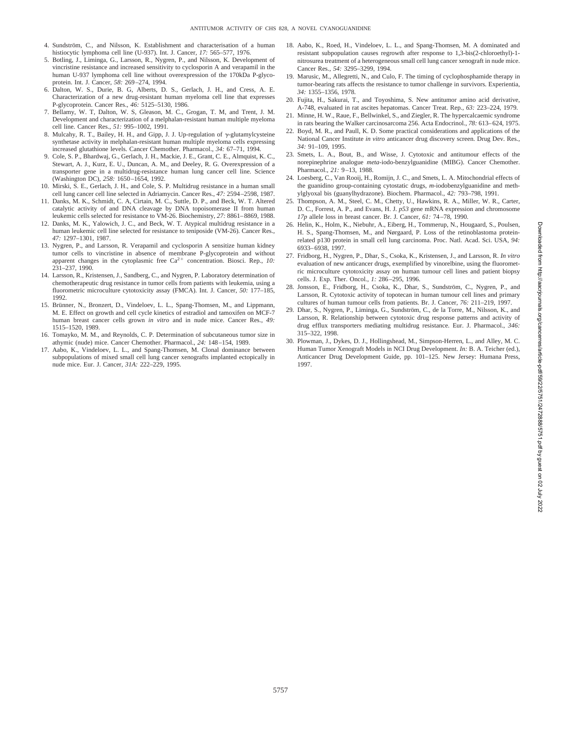4. Sundström, C., and Nilsson, K. Establishment and characterisation of a human histiocytic lymphoma cell line (U-937). Int. J. Cancer, *17:* 565–577, 1976.
5. Botling, J., Liminga, G., Larsson, R., Nygren, P., and Nilsson, K. Development of vincristine resistance and increased sensitivity to cyclosporin A and verapamil in the human U-937 lymphoma cell line without overexpression of the 170kDa P-glycoprotein. Int. J. Cancer, *58:* 269–274, 1994.
6. Dalton, W. S., Durie, B. G, Alberts, D. S., Gerlach, J. H., and Cress, A. E. Characterization of a new drug-resistant human myeloma cell line that expresses P-glycoprotein. Cancer Res., *46:* 5125–5130, 1986.
7. Bellamy, W. T, Dalton, W. S, Gleason, M. C., Grogan, T. M, and Trent, J. M. Development and characterization of a melphalan-resistant human multiple myeloma cell line. Cancer Res., *51:* 995–1002, 1991.
8. Mulcahy, R. T., Bailey, H. H., and Gipp, J. J. Up-regulation of γ-glutamylcysteine synthetase activity in melphalan-resistant human multiple myeloma cells expressing increased glutathione levels. Cancer Chemother. Pharmacol., *34:* 67–71, 1994.
9. Cole, S. P., Bhardwaj, G., Gerlach, J. H., Mackie, J. E., Grant, C. E., Almquist, K. C., Stewart, A. J., Kurz, E. U., Duncan, A. M., and Deeley, R. G. Overexpression of a transporter gene in a multidrug-resistance human lung cancer cell line. Science (Washington DC), *258:* 1650–1654, 1992.
10. Mirski, S. E., Gerlach, J. H., and Cole, S. P. Multidrug resistance in a human small cell lung cancer cell line selected in Adriamycin. Cancer Res., *47:* 2594–2598, 1987.
11. Danks, M. K., Schmidt, C. A, Cirtain, M. C., Suttle, D. P., and Beck, W. T. Altered catalytic activity of and DNA cleavage by DNA topoisomerase II from human leukemic cells selected for resistance to VM-26. Biochemistry, *27:* 8861–8869, 1988.
12. Danks, M. K., Yalowich, J. C., and Beck, W. T. Atypical multidrug resistance in a human leukemic cell line selected for resistance to teniposide (VM-26). Cancer Res., *47:* 1297–1301, 1987.
13. Nygren, P., and Larsson, R. Verapamil and cyclosporin A sensitize human kidney tumor cells to vincristine in absence of membrane P-glycoprotein and without apparent changes in the cytoplasmic free $Ca^{2+}$ concentration. Biosci. Rep., *10:* 231–237, 1990.
14. Larsson, R., Kristensen, J., Sandberg, C., and Nygren, P. Laboratory determination of chemotherapeutic drug resistance in tumor cells from patients with leukemia, using a fluorometric microculture cytotoxicity assay (FMCA). Int. J. Cancer, *50:* 177–185, 1992.
15. Brünner, N., Bronzert, D., Vindeloev, L. L., Spang-Thomsen, M., and Lippmann, M. E. Effect on growth and cell cycle kinetics of estradiol and tamoxifen on MCF-7 human breast cancer cells grown *in vitro* and in nude mice. Cancer Res., *49:* 1515–1520, 1989.
16. Tomayko, M. M., and Reynolds, C. P. Determination of subcutaneous tumor size in athymic (nude) mice. Cancer Chemother. Pharmacol., *24:* 148–154, 1989.
17. Aabo, K., Vindeloev, L. L., and Spang-Thomsen, M. Clonal dominance between subpopulations of mixed small cell lung cancer xenografts implanted ectopically in nude mice. Eur. J. Cancer, *31A:* 222–229, 1995.
18. Aabo, K., Roed, H., Vindeloev, L. L., and Spang-Thomsen, M. A dominated and resistant subpopulation causes regrowth after response to 1,3-bis(2-chloroethyl)-1-nitrosurea treatment of a heterogeneous small cell lung cancer xenograft in nude mice. Cancer Res., *54:* 3295–3299, 1994.
19. Marusic, M., Allegretti, N., and Culo, F. The timing of cyclophosphamide therapy in tumor-bearing rats affects the resistance to tumor challenge in survivors. Experientia, *34:* 1355–1356, 1978.
20. Fujita, H., Sakurai, T., and Toyoshima, S. New antitumor amino acid derivative, A-748, evaluated in rat ascites hepatomas. Cancer Treat. Rep., *63:* 223–224, 1979.
21. Minne, H. W., Raue, F., Bellwinkel, S., and Ziegler, R. The hypercalcaemic syndrome in rats bearing the Walker carcinosarcoma 256. Acta Endocrinol., *78:* 613–624, 1975.
22. Boyd, M. R., and Paull, K. D. Some practical considerations and applications of the National Cancer Institute *in vitro* anticancer drug discovery screen. Drug Dev. Res., *34:* 91–109, 1995.
23. Smets, L. A., Bout, B., and Wisse, J. Cytotoxic and antitumour effects of the norepinephrine analogue *meta*-iodo-benzylguanidine (MIBG). Cancer Chemother. Pharmacol., *21:* 9–13, 1988.
24. Loesberg, C., Van Rooij, H., Romijn, J. C., and Smets, L. A. Mitochondrial effects of the guanidino group-containing cytostatic drugs, *m*-iodobenzylguanidine and methylglyoxal bis (guanylhydrazone). Biochem. Pharmacol., *42:* 793–798, 1991.
25. Thompson, A. M., Steel, C. M., Chetty, U., Hawkins, R. A., Miller, W. R., Carter, D. C., Forrest, A. P., and Evans, H. J. *p53* gene mRNA expression and chromosome *17p* allele loss in breast cancer. Br. J. Cancer, *61:* 74–78, 1990.
26. Helin, K., Holm, K., Niebuhr, A., Eiberg, H., Tommerup, N., Hougaard, S., Poulsen, H. S., Spang-Thomsen, M., and Nørgaard, P. Loss of the retinoblastoma protein-related p130 protein in small cell lung carcinoma. Proc. Natl. Acad. Sci. USA, *94:* 6933–6938, 1997.
27. Fridborg, H., Nygren, P., Dhar, S., Csoka, K., Kristensen, J., and Larsson, R. *In vitro* evaluation of new anticancer drugs, exemplified by vinorelbine, using the fluorometric microculture cytotoxicity assay on human tumour cell lines and patient biopsy cells. J. Exp. Ther. Oncol., *1:* 286–295, 1996.
28. Jonsson, E., Fridborg, H., Csoka, K., Dhar, S., Sundström, C., Nygren, P., and Larsson, R. Cytotoxic activity of topotecan in human tumour cell lines and primary cultures of human tumour cells from patients. Br. J. Cancer, *76:* 211–219, 1997.
29. Dhar, S., Nygren, P., Liminga, G., Sundström, C., de la Torre, M., Nilsson, K., and Larsson, R. Relationship between cytotoxic drug response patterns and activity of drug efflux transporters mediating multidrug resistance. Eur. J. Pharmacol., *346:* 315–322, 1998.
30. Plowman, J., Dykes, D. J., Hollingshead, M., Simpson-Herren, L., and Alley, M. C. Human Tumor Xenograft Models in NCI Drug Development. *In:* B. A. Teicher (ed.), Anticancer Drug Development Guide, pp. 101–125. New Jersey: Humana Press, 1997.